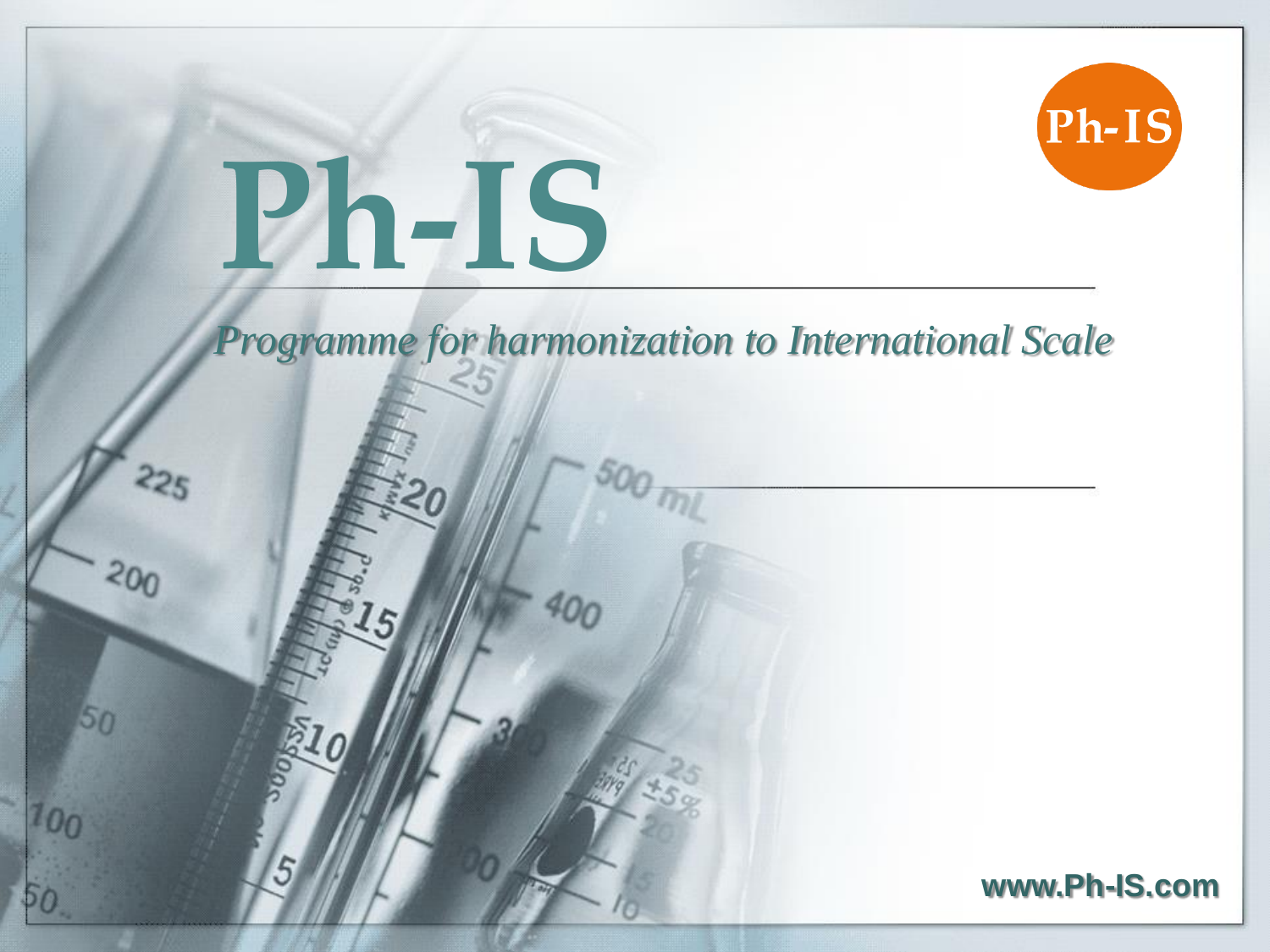Ph-IS

# Ph-IS

*Programme for harmonization to International Scale*

www.Ph-IS.com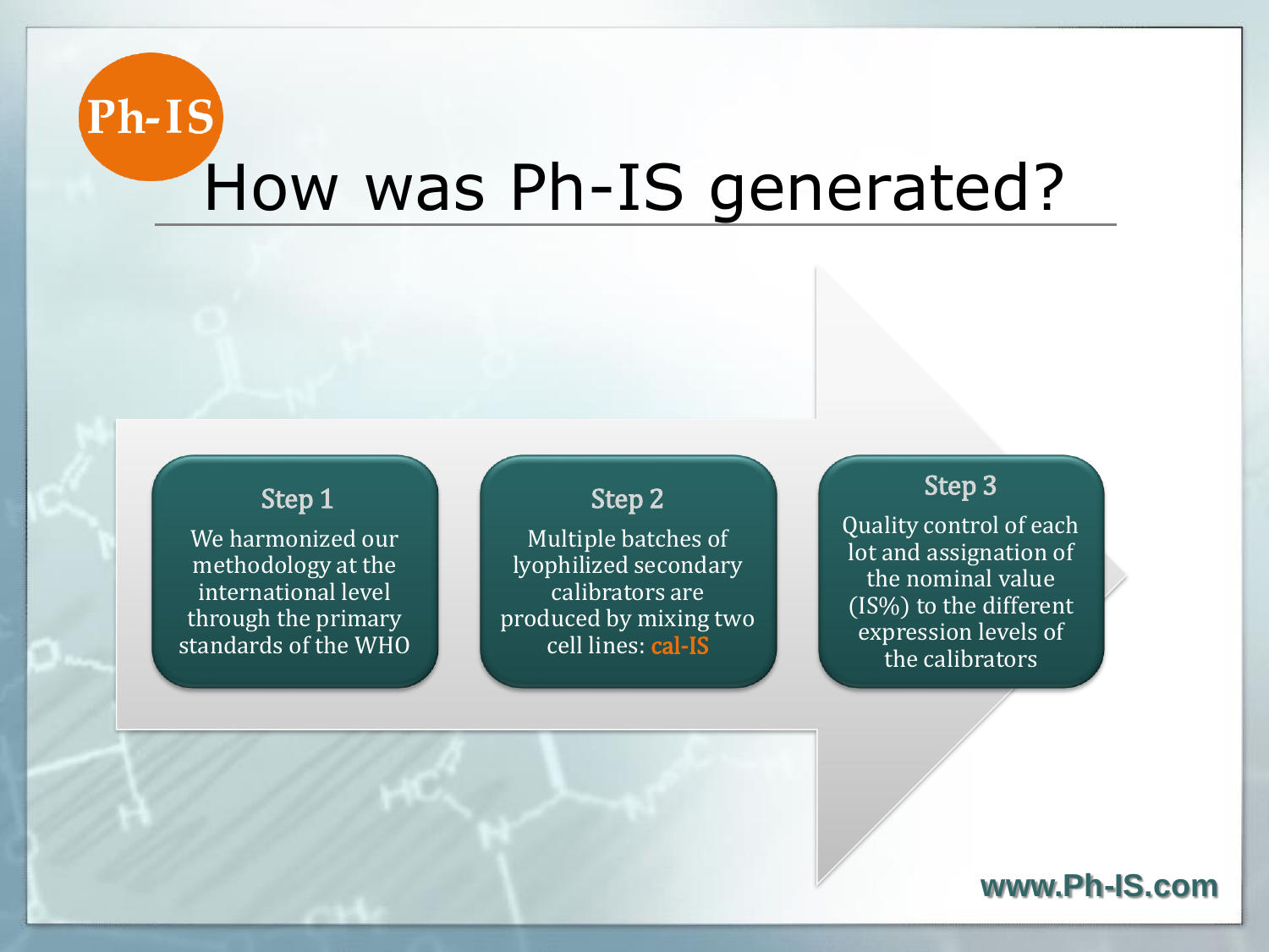Ph-IS

# How was Ph-IS generated?

**Step 1**

We harmonized our methodology at the international level through the primary standards of the WHO

**Step 2**

Multiple batches of lyophilized secondary calibrators are produced by mixing two cell lines: **cal-IS**

**Step 3**

Quality control of each lot and assignation of the nominal value (IS%) to the different expression levels of the calibrators

www.Ph-IS.com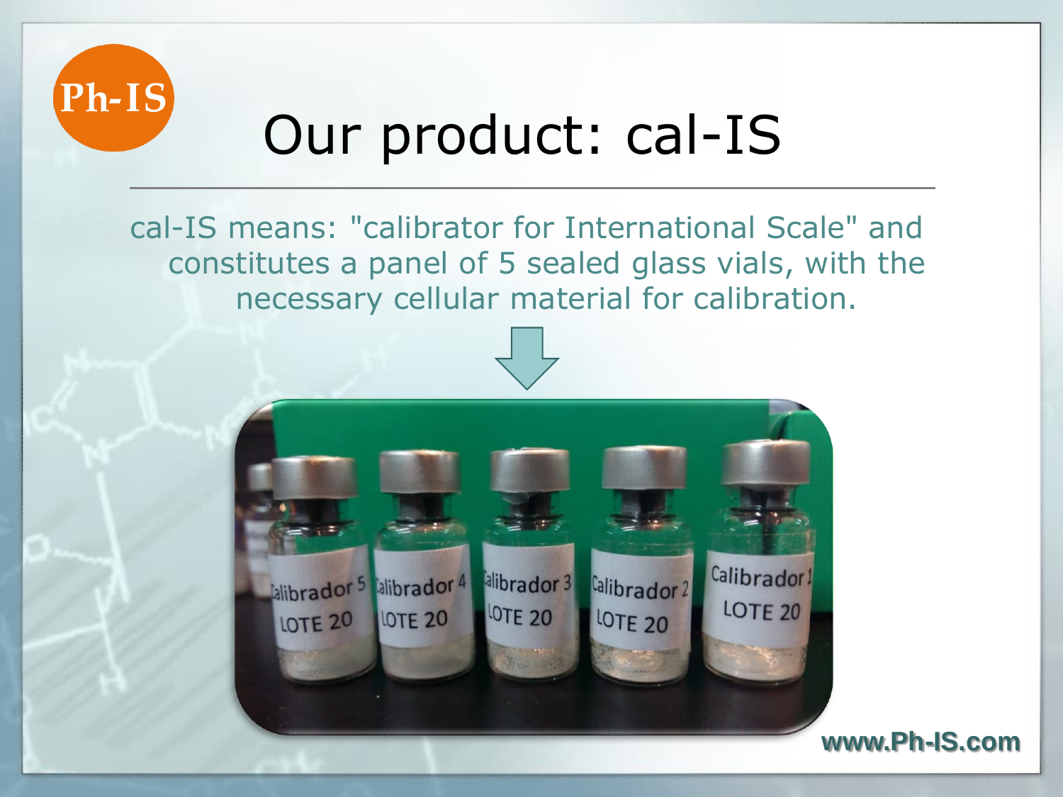# Our product: cal-IS

cal-IS means: "calibrator for International Scale" and constitutes a panel of 5 sealed glass vials, with the necessary cellular material for calibration.

www.Ph-IS.com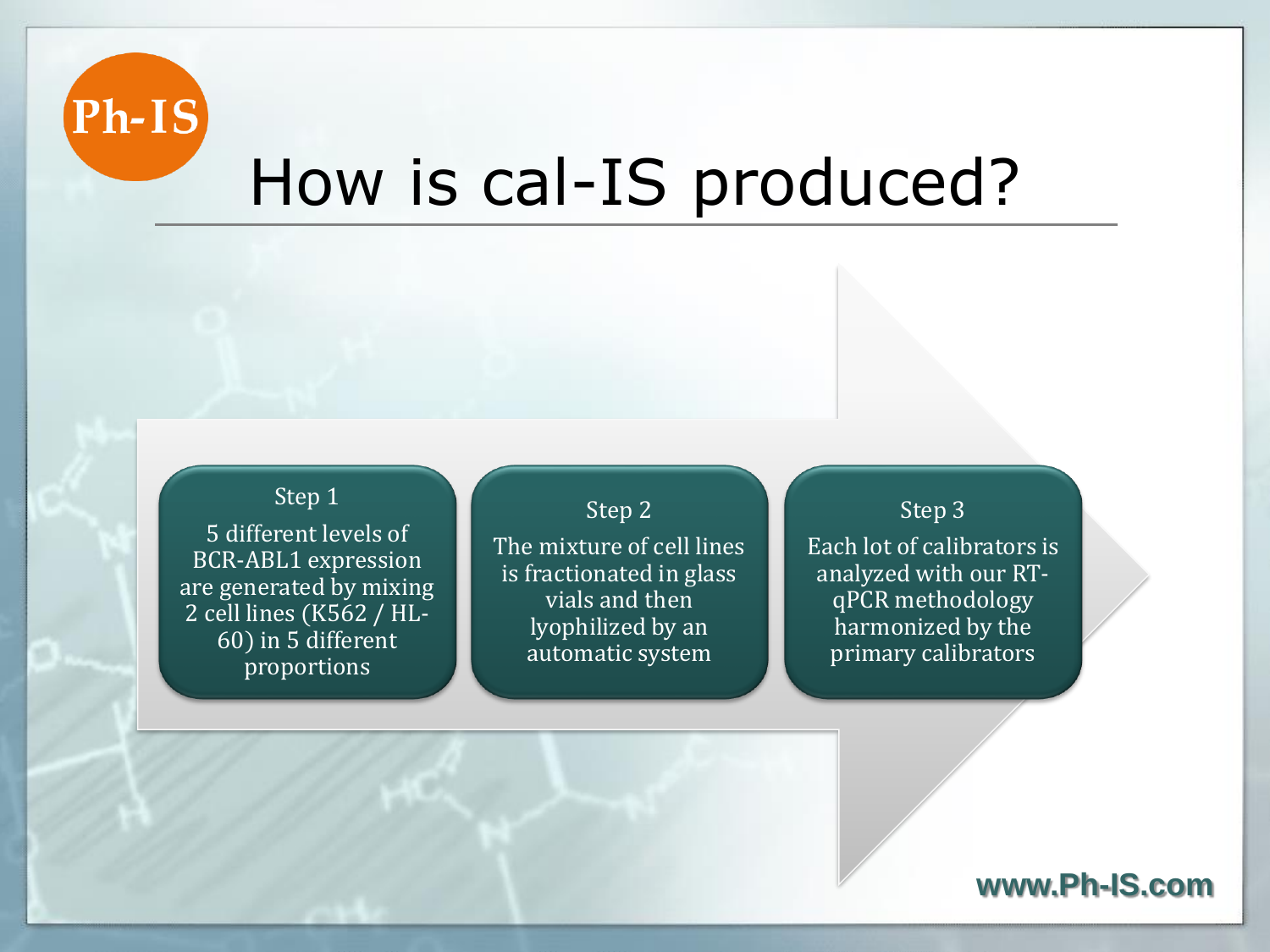Ph-IS

# How is cal-IS produced?

**Step 1**

5 different levels of BCR-ABL1 expression are generated by mixing 2 cell lines (K562 / HL-60) in 5 different proportions

**Step 2**

The mixture of cell lines is fractionated in glass vials and then lyophilized by an automatic system

**Step 3**

Each lot of calibrators is analyzed with our RT-qPCR methodology harmonized by the primary calibrators

www.Ph-IS.com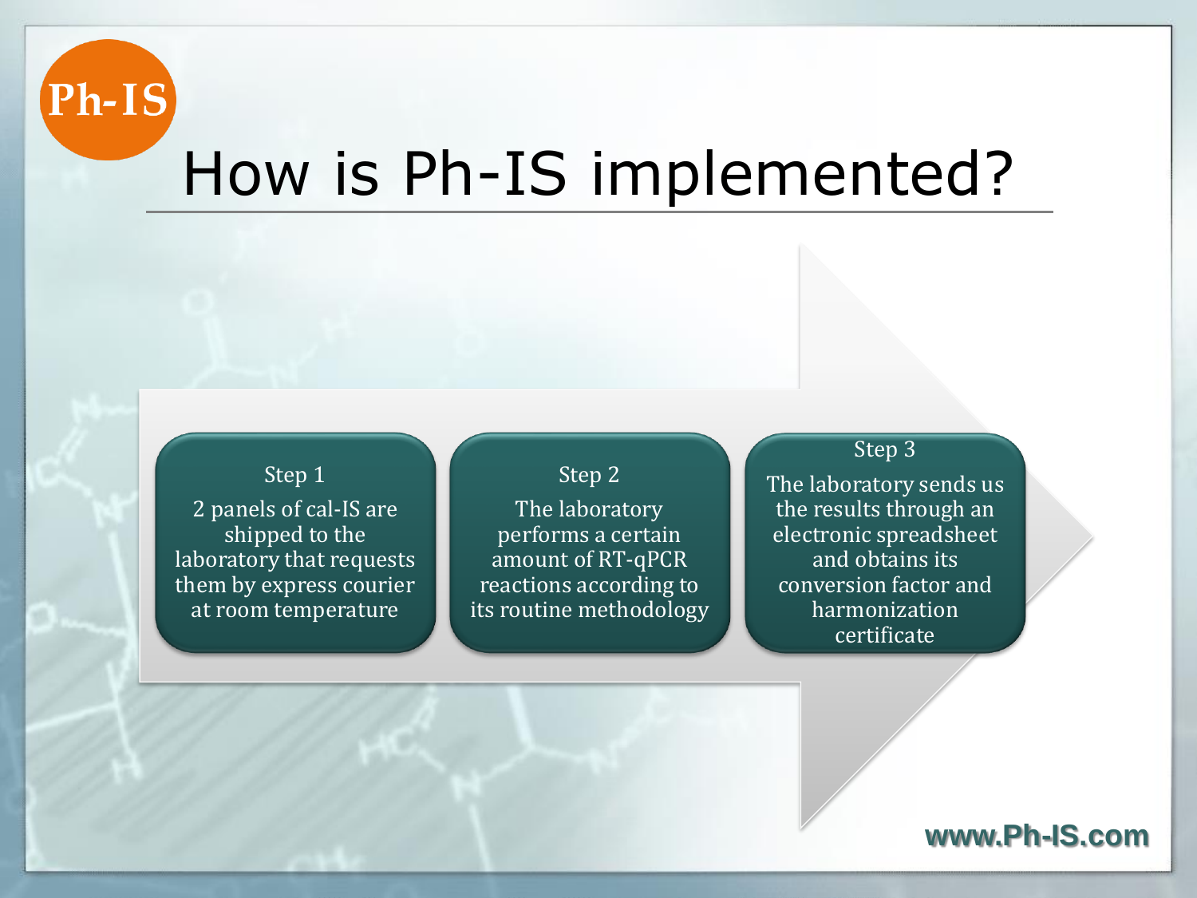# How is Ph-IS implemented?

**Step 1**

2 panels of cal-IS are shipped to the laboratory that requests them by express courier at room temperature

**Step 2**

The laboratory performs a certain amount of RT-qPCR reactions according to its routine methodology

**Step 3**

The laboratory sends us the results through an electronic spreadsheet and obtains its conversion factor and harmonization certificate

www.Ph-IS.com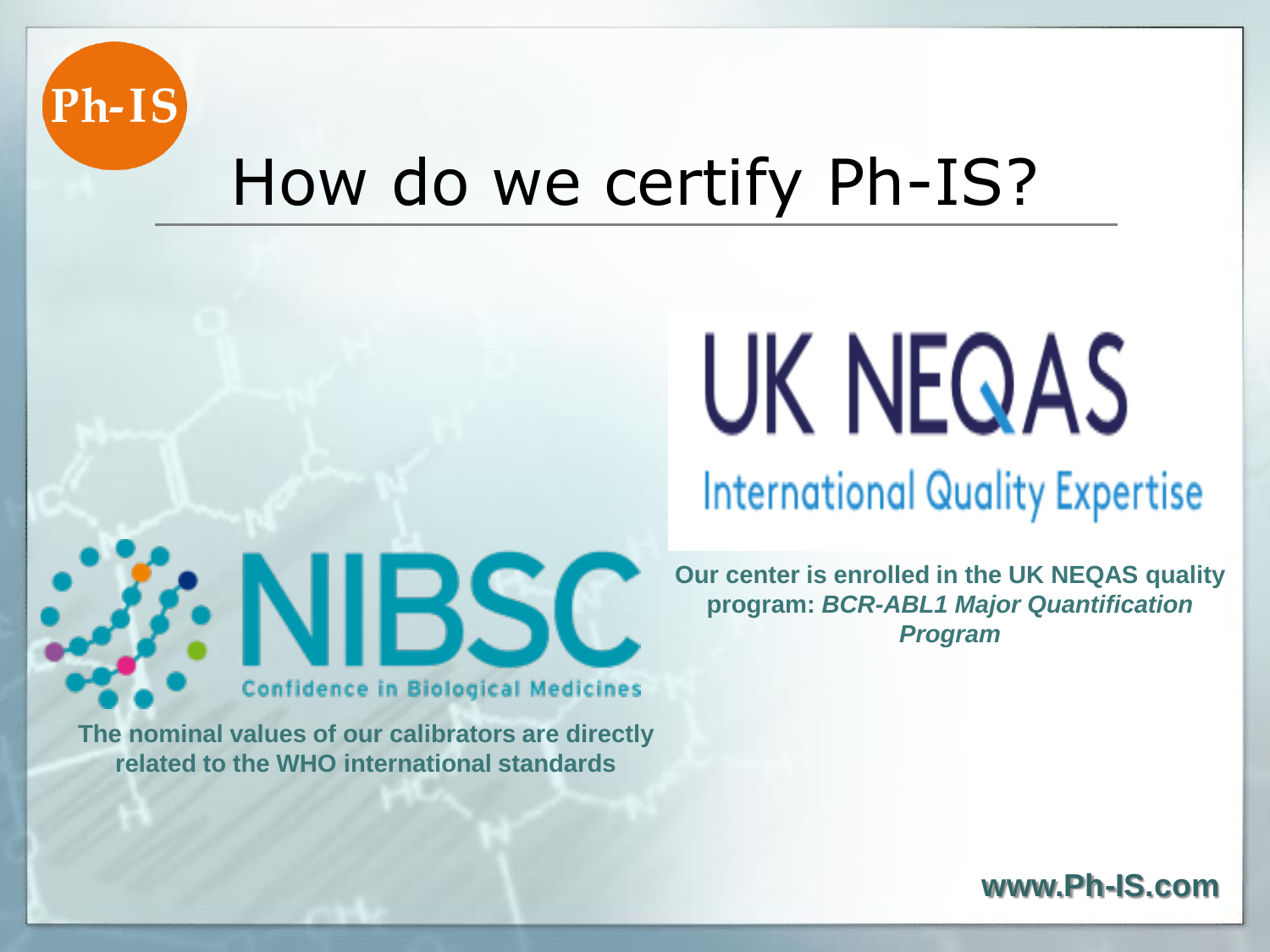Ph-IS

# How do we certify Ph-IS?

UK NEQAS

International Quality Expertise

**Our center is enrolled in the UK NEQAS quality program: *BCR-ABL1 Major Quantification Program***

NIBSC

Confidence in Biological Medicines

**The nominal values of our calibrators are directly related to the WHO international standards**

**www.Ph-IS.com**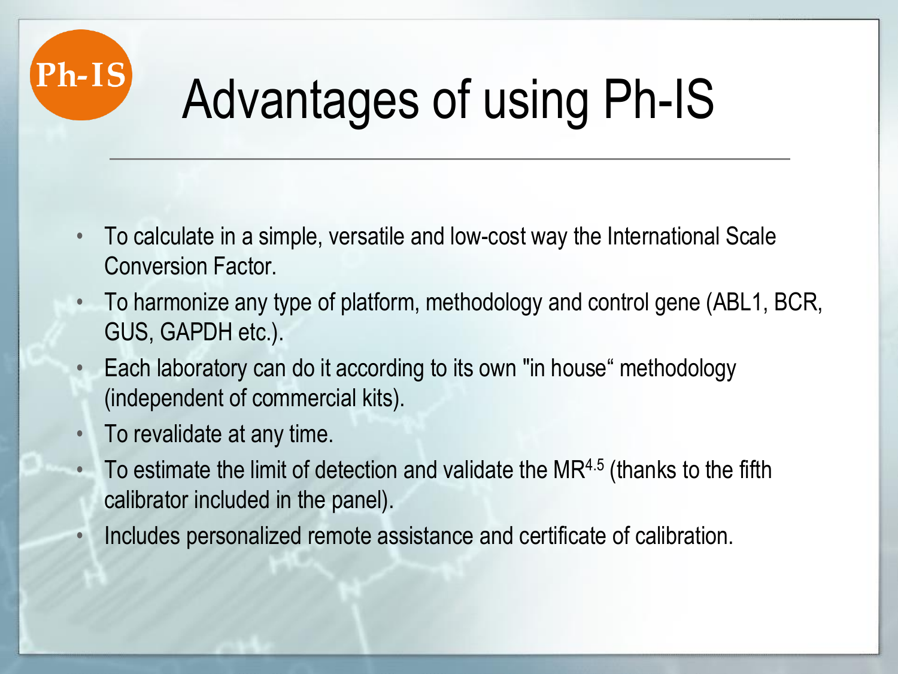# Advantages of using Ph-IS

- To calculate in a simple, versatile and low-cost way the International Scale Conversion Factor.
- To harmonize any type of platform, methodology and control gene (ABL1, BCR, GUS, GAPDH etc.).
- Each laboratory can do it according to its own "in house" methodology (independent of commercial kits).
- To revalidate at any time.
- To estimate the limit of detection and validate the $MR^{4.5}$ (thanks to the fifth calibrator included in the panel).
- Includes personalized remote assistance and certificate of calibration.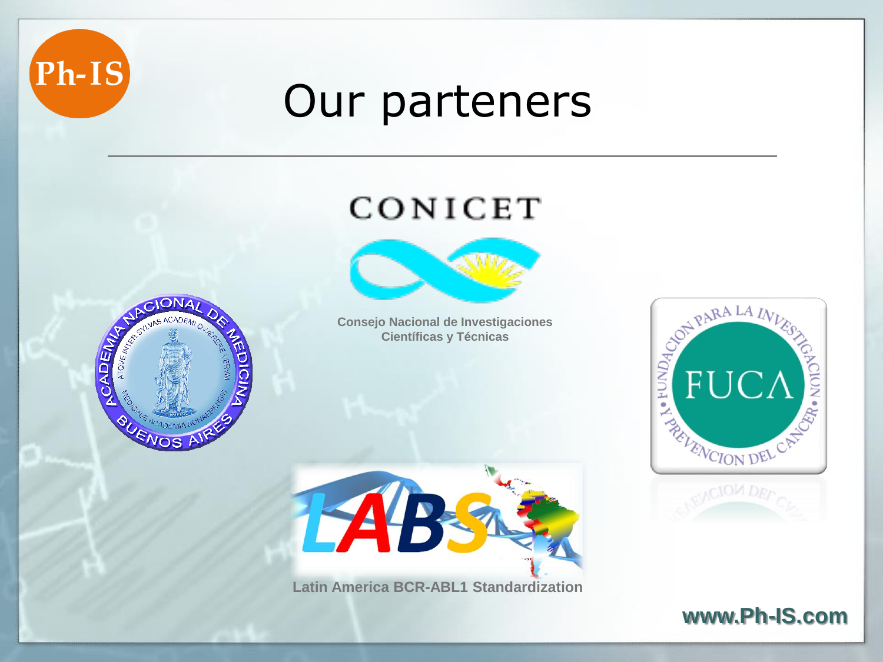Ph-IS

# Our parteners

CONICET

Consejo Nacional de Investigaciones Científicas y Técnicas

ACADEMIA NACIONAL DE MEDICINA BUENOS AIRES

FUNDACION PARA LA INVESTIGACION Y PREVENCION DEL CANCER • FUCA

LABS

Latin America BCR-ABL1 Standardization

www.Ph-IS.com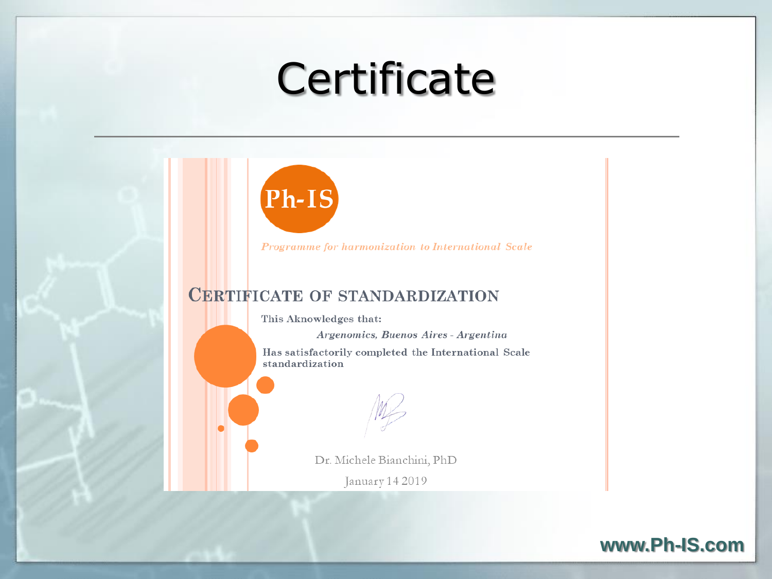# Certificate

Ph-IS

*Programme for harmonization to International Scale*

## CERTIFICATE OF STANDARDIZATION

This Aknowledges that:

*Argenomics, Buenos Aires - Argentina*

Has satisfactorily completed the International Scale standardization

Dr. Michele Bianchini, PhD

January 14 2019

**www.Ph-IS.com**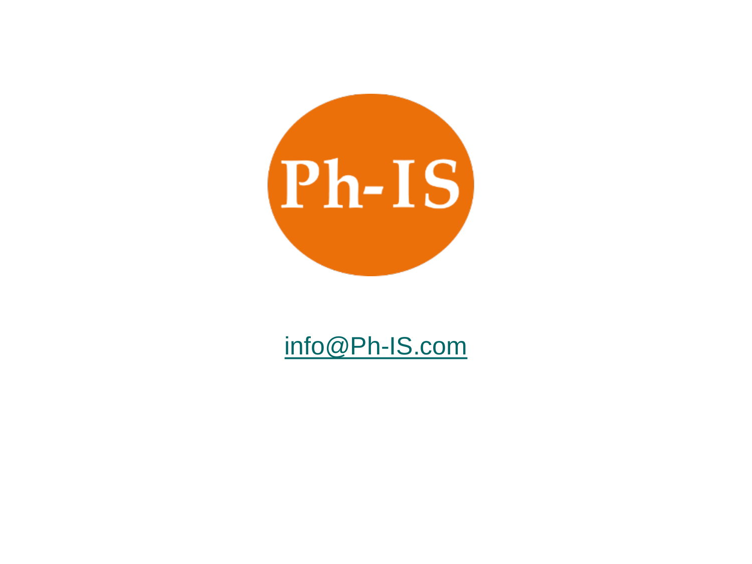Ph-IS

info@Ph-IS.com